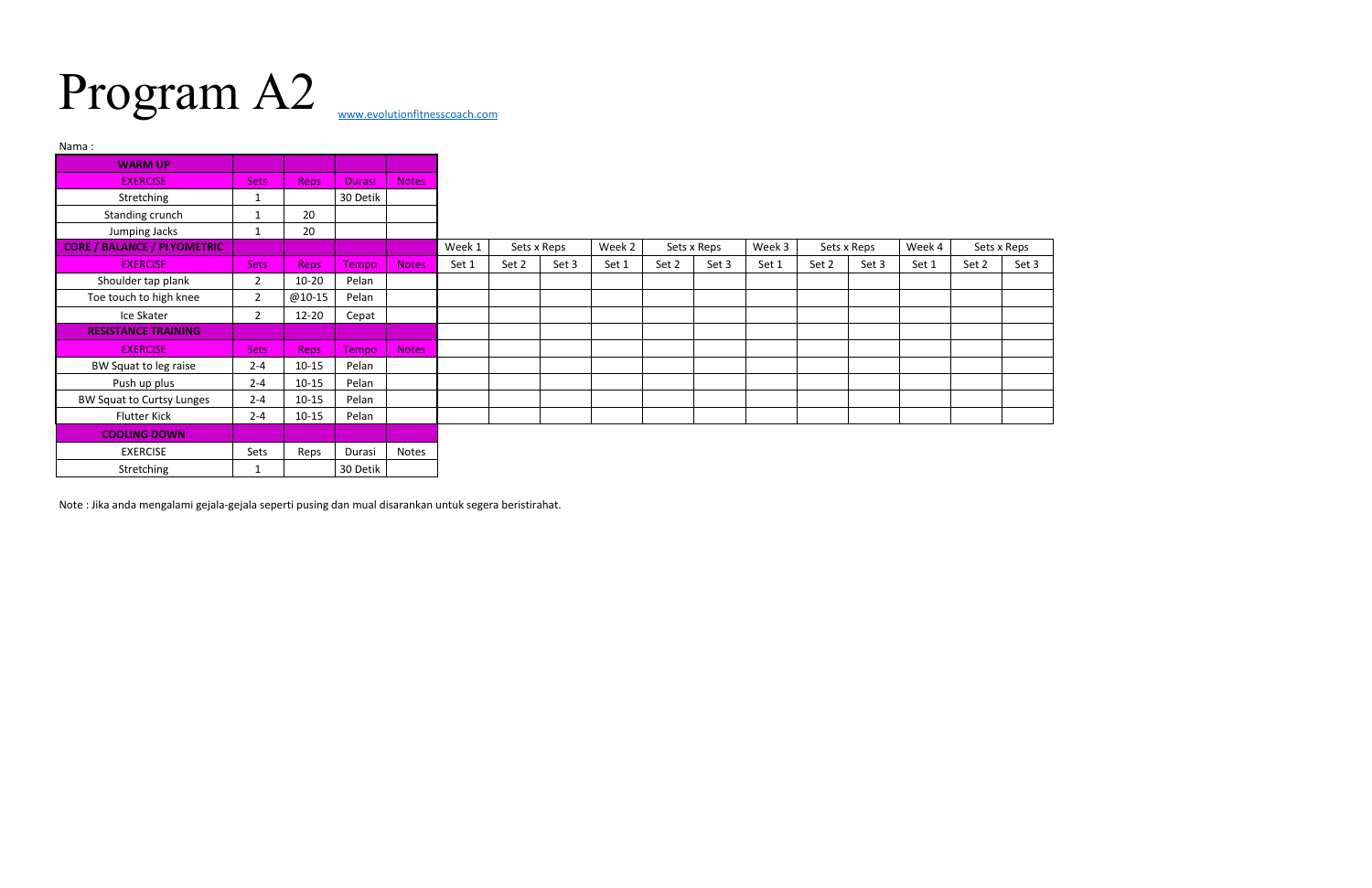# Program A2

www.evolutionfitnesscoach.com

Nama :

| WARM UP | | | | |
|---|---|---|---|---|
| EXERCISE | Sets | Reps | Durasi | Notes |
| Stretching | 1 | | 30 Detik | |
| Standing crunch | 1 | 20 | | |
| Jumping Jacks | 1 | 20 | | |

| CORE / BALANCE / PLYOMETRIC | | | | | Week 1 | Sets x Reps | | Week 2 | Sets x Reps | | Week 3 | Sets x Reps | | Week 4 | Sets x Reps | |
|---|---|---|---|---|---|---|---|---|---|---|---|---|---|---|---|---|
| EXERCISE | Sets | Reps | Tempo | Notes | Set 1 | Set 2 | Set 3 | Set 1 | Set 2 | Set 3 | Set 1 | Set 2 | Set 3 | Set 1 | Set 2 | Set 3 |
| Shoulder tap plank | 2 | 10-20 | Pelan | | | | | | | | | | | | | |
| Toe touch to high knee | 2 | @10-15 | Pelan | | | | | | | | | | | | | |
| Ice Skater | 2 | 12-20 | Cepat | | | | | | | | | | | | | |
| RESISTANCE TRAINING | | | | | | | | | | | | | | | | |
| EXERCISE | Sets | Reps | Tempo | Notes | | | | | | | | | | | | |
| BW Squat to leg raise | 2-4 | 10-15 | Pelan | | | | | | | | | | | | | |
| Push up plus | 2-4 | 10-15 | Pelan | | | | | | | | | | | | | |
| BW Squat to Curtsy Lunges | 2-4 | 10-15 | Pelan | | | | | | | | | | | | | |
| Flutter Kick | 2-4 | 10-15 | Pelan | | | | | | | | | | | | | |

| COOLING DOWN | | | | |
|---|---|---|---|---|
| EXERCISE | Sets | Reps | Durasi | Notes |
| Stretching | 1 | | 30 Detik | |

Note : Jika anda mengalami gejala-gejala seperti pusing dan mual disarankan untuk segera beristirahat.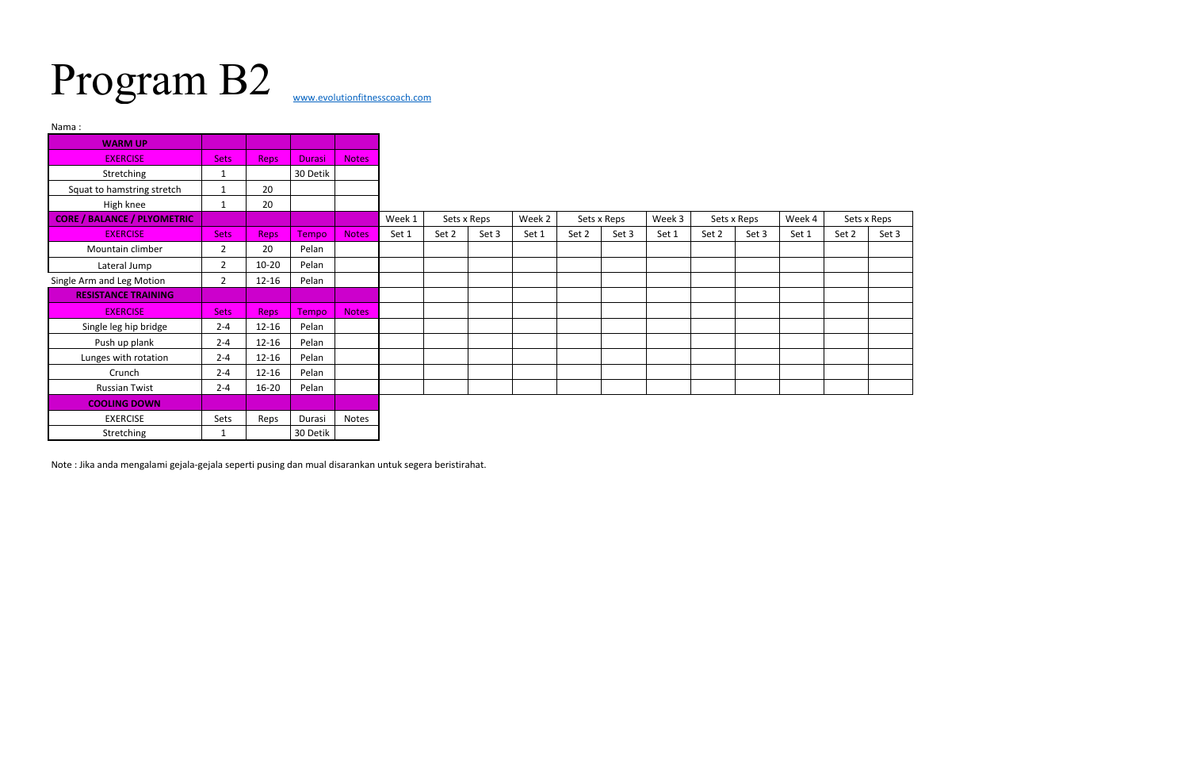# Program B2

www.evolutionfitnesscoach.com

Nama :

| WARM UP | | | | |
|---|---|---|---|---|
| EXERCISE | Sets | Reps | Durasi | Notes |
| Stretching | 1 | | 30 Detik | |
| Squat to hamstring stretch | 1 | 20 | | |
| High knee | 1 | 20 | | |

| CORE / BALANCE / PLYOMETRIC | | | | | Week 1 | Sets x Reps | | Week 2 | Sets x Reps | | Week 3 | Sets x Reps | | Week 4 | Sets x Reps | |
|---|---|---|---|---|---|---|---|---|---|---|---|---|---|---|---|---|
| EXERCISE | Sets | Reps | Tempo | Notes | Set 1 | Set 2 | Set 3 | Set 1 | Set 2 | Set 3 | Set 1 | Set 2 | Set 3 | Set 1 | Set 2 | Set 3 |
| Mountain climber | 2 | 20 | Pelan | | | | | | | | | | | | | |
| Lateral Jump | 2 | 10-20 | Pelan | | | | | | | | | | | | | |
| Single Arm and Leg Motion | 2 | 12-16 | Pelan | | | | | | | | | | | | | |
| RESISTANCE TRAINING | | | | | | | | | | | | | | | | |
| EXERCISE | Sets | Reps | Tempo | Notes | | | | | | | | | | | | |
| Single leg hip bridge | 2-4 | 12-16 | Pelan | | | | | | | | | | | | | |
| Push up plank | 2-4 | 12-16 | Pelan | | | | | | | | | | | | | |
| Lunges with rotation | 2-4 | 12-16 | Pelan | | | | | | | | | | | | | |
| Crunch | 2-4 | 12-16 | Pelan | | | | | | | | | | | | | |
| Russian Twist | 2-4 | 16-20 | Pelan | | | | | | | | | | | | | |

| COOLING DOWN | | | | |
|---|---|---|---|---|
| EXERCISE | Sets | Reps | Durasi | Notes |
| Stretching | 1 | | 30 Detik | |

Note : Jika anda mengalami gejala-gejala seperti pusing dan mual disarankan untuk segera beristirahat.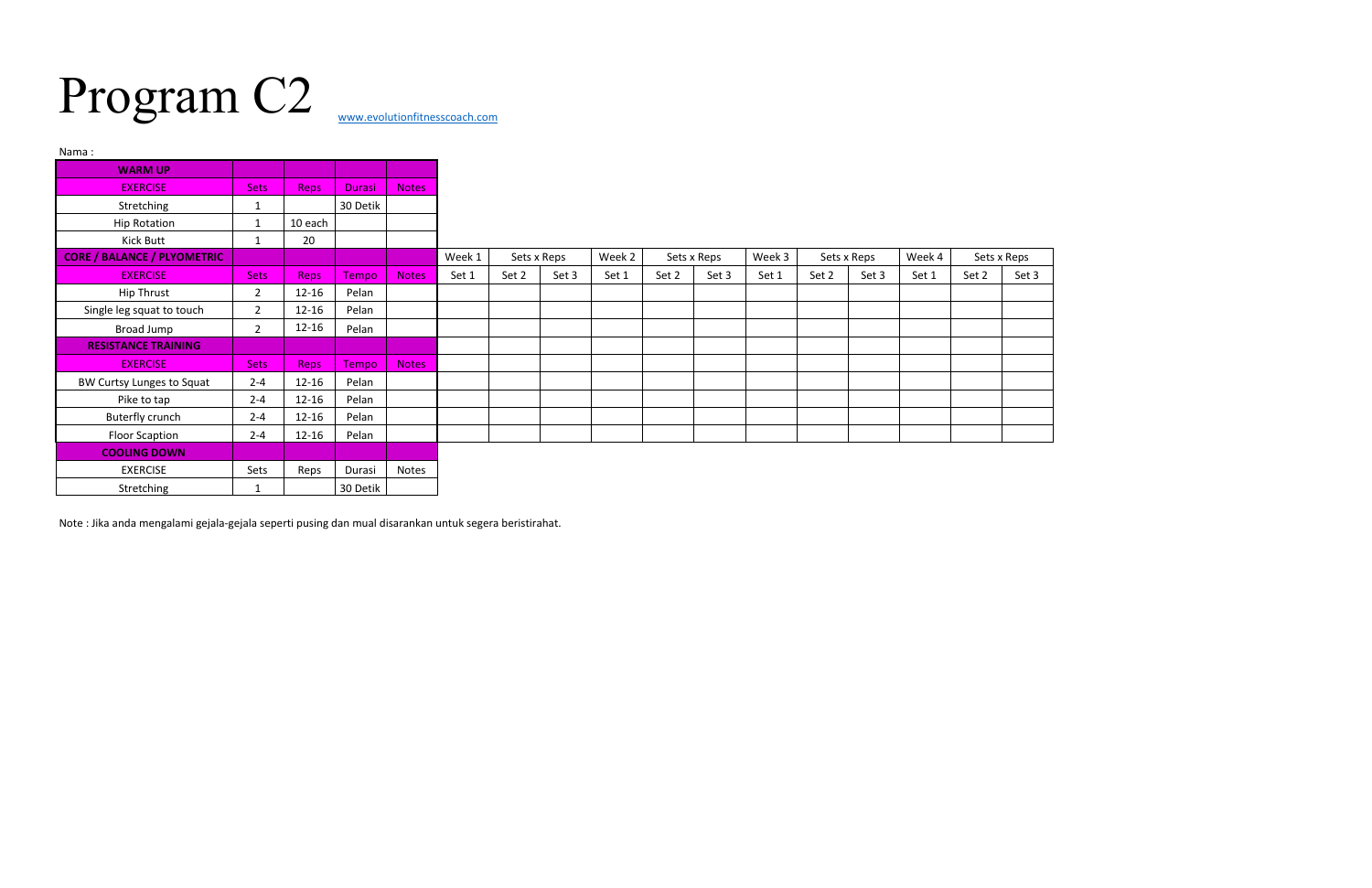# Program C2

www.evolutionfitnesscoach.com

Nama :

| | | | | | | | | | | | | | | | | | |
|---|---|---|---|---|---|---|---|---|---|---|---|---|---|---|---|---|---|
| **WARM UP** | | | | | | | | | | | | | | | | | |
| EXERCISE | Sets | Reps | Durasi | Notes | | | | | | | | | | | | | |
| Stretching | 1 | | 30 Detik | | | | | | | | | | | | | | |
| Hip Rotation | 1 | 10 each | | | | | | | | | | | | | | | |
| Kick Butt | 1 | 20 | | | | | | | | | | | | | | | |
| **CORE / BALANCE / PLYOMETRIC** | | | | | Week 1 | Sets x Reps | | Week 2 | Sets x Reps | | Week 3 | Sets x Reps | | Week 4 | Sets x Reps | | |
| EXERCISE | Sets | Reps | Tempo | Notes | Set 1 | Set 2 | Set 3 | Set 1 | Set 2 | Set 3 | Set 1 | Set 2 | Set 3 | Set 1 | Set 2 | Set 3 | |
| Hip Thrust | 2 | 12-16 | Pelan | | | | | | | | | | | | | | |
| Single leg squat to touch | 2 | 12-16 | Pelan | | | | | | | | | | | | | | |
| Broad Jump | 2 | 12-16 | Pelan | | | | | | | | | | | | | | |
| **RESISTANCE TRAINING** | | | | | | | | | | | | | | | | | |
| EXERCISE | Sets | Reps | Tempo | Notes | | | | | | | | | | | | | |
| BW Curtsy Lunges to Squat | 2-4 | 12-16 | Pelan | | | | | | | | | | | | | | |
| Pike to tap | 2-4 | 12-16 | Pelan | | | | | | | | | | | | | | |
| Buterfly crunch | 2-4 | 12-16 | Pelan | | | | | | | | | | | | | | |
| Floor Scaption | 2-4 | 12-16 | Pelan | | | | | | | | | | | | | | |
| **COOLING DOWN** | | | | | | | | | | | | | | | | | |
| EXERCISE | Sets | Reps | Durasi | Notes | | | | | | | | | | | | | |
| Stretching | 1 | | 30 Detik | | | | | | | | | | | | | | |

Note : Jika anda mengalami gejala-gejala seperti pusing dan mual disarankan untuk segera beristirahat.